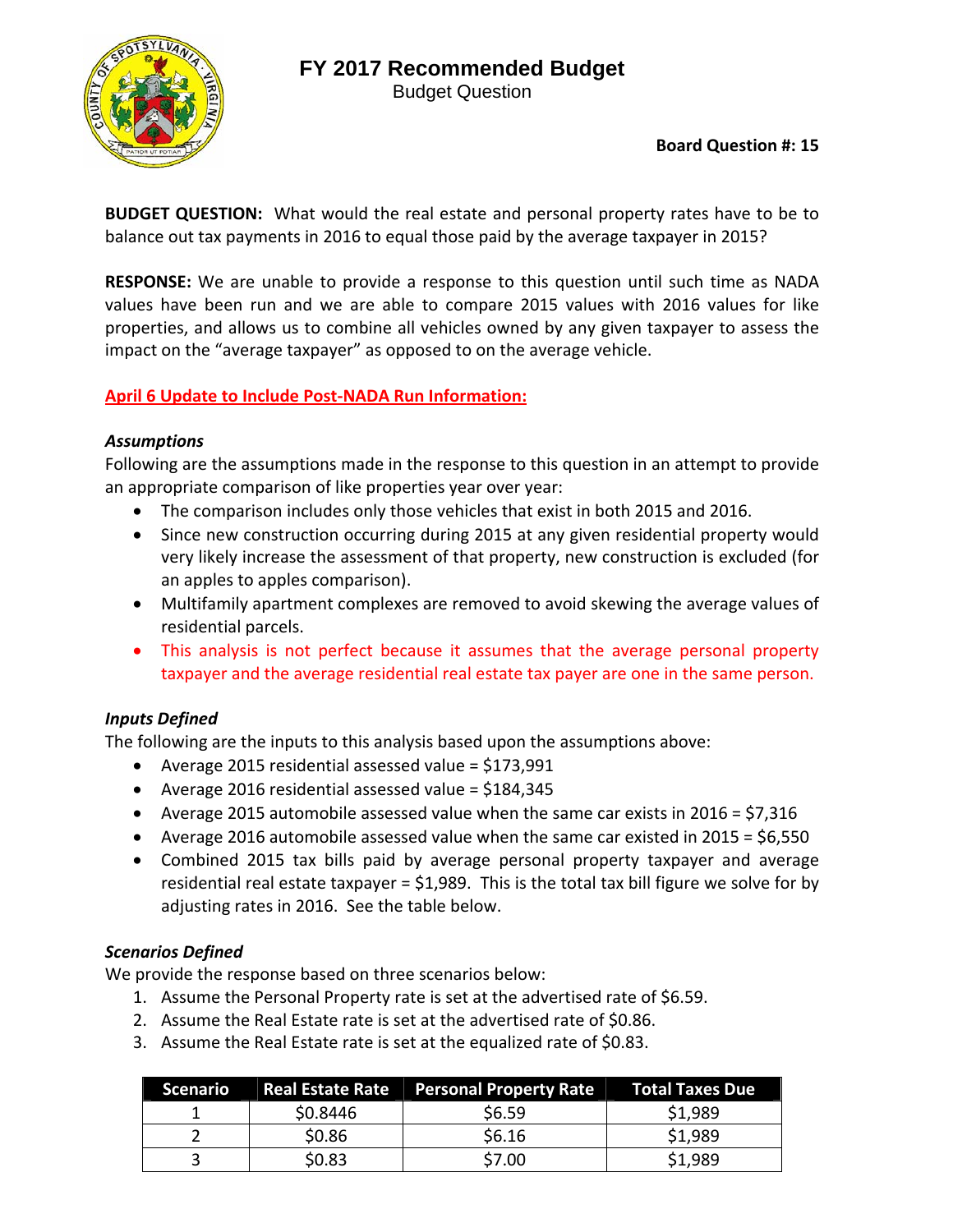# FY 2017 Recommended Budget

Budget Question

**Board Question #: 15**

**BUDGET QUESTION:** What would the real estate and personal property rates have to be to balance out tax payments in 2016 to equal those paid by the average taxpayer in 2015?

**RESPONSE:** We are unable to provide a response to this question until such time as NADA values have been run and we are able to compare 2015 values with 2016 values for like properties, and allows us to combine all vehicles owned by any given taxpayer to assess the impact on the "average taxpayer" as opposed to on the average vehicle.

**April 6 Update to Include Post-NADA Run Information:**

***Assumptions***

Following are the assumptions made in the response to this question in an attempt to provide an appropriate comparison of like properties year over year:

- The comparison includes only those vehicles that exist in both 2015 and 2016.
- Since new construction occurring during 2015 at any given residential property would very likely increase the assessment of that property, new construction is excluded (for an apples to apples comparison).
- Multifamily apartment complexes are removed to avoid skewing the average values of residential parcels.
- This analysis is not perfect because it assumes that the average personal property taxpayer and the average residential real estate tax payer are one in the same person.

***Inputs Defined***

The following are the inputs to this analysis based upon the assumptions above:

- Average 2015 residential assessed value = $173,991
- Average 2016 residential assessed value = $184,345
- Average 2015 automobile assessed value when the same car exists in 2016 = $7,316
- Average 2016 automobile assessed value when the same car existed in 2015 = $6,550
- Combined 2015 tax bills paid by average personal property taxpayer and average residential real estate taxpayer = $1,989. This is the total tax bill figure we solve for by adjusting rates in 2016. See the table below.

***Scenarios Defined***

We provide the response based on three scenarios below:

1. Assume the Personal Property rate is set at the advertised rate of $6.59.
2. Assume the Real Estate rate is set at the advertised rate of $0.86.
3. Assume the Real Estate rate is set at the equalized rate of $0.83.

| Scenario | Real Estate Rate | Personal Property Rate | Total Taxes Due |
|---|---|---|---|
| 1 | $0.8446 | $6.59 | $1,989 |
| 2 | $0.86 | $6.16 | $1,989 |
| 3 | $0.83 | $7.00 | $1,989 |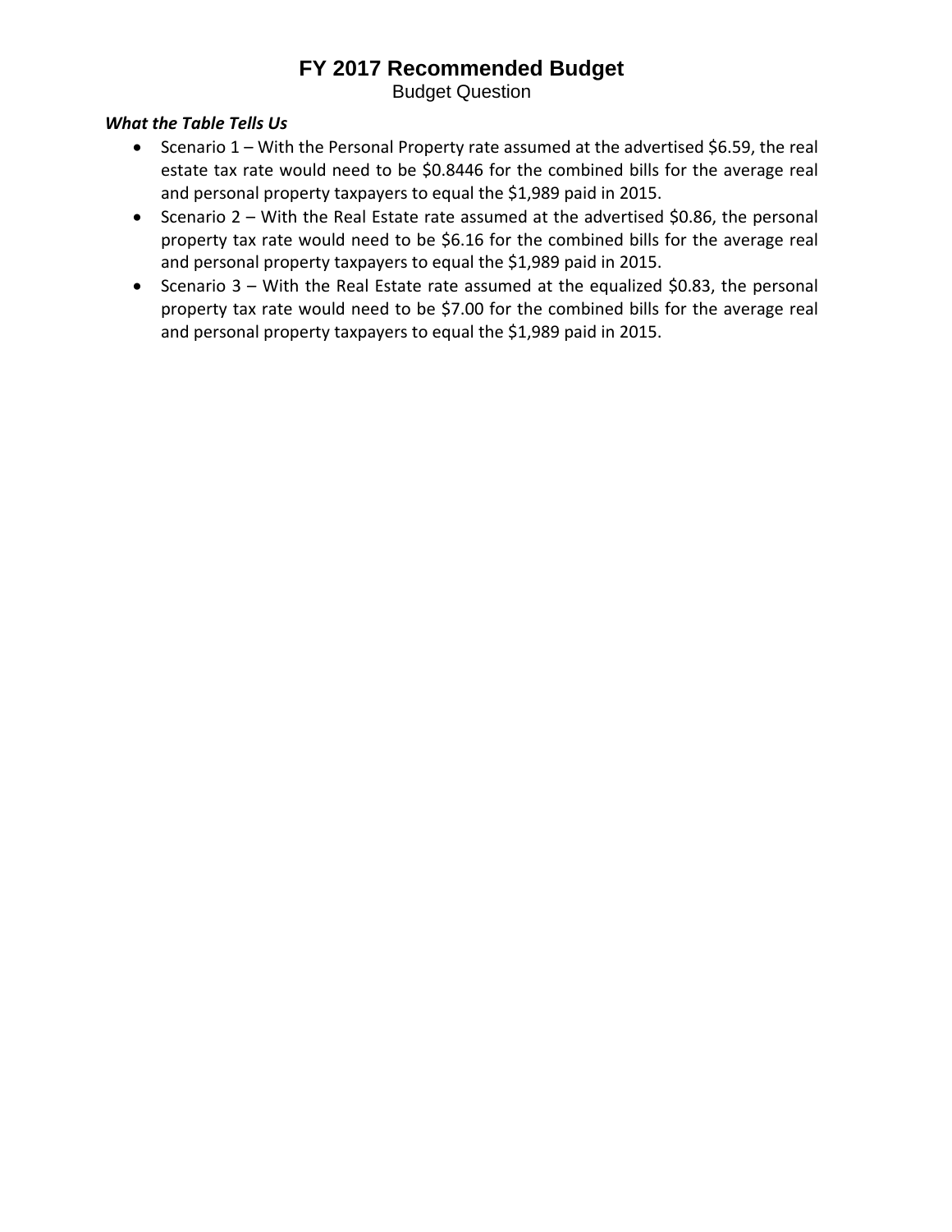# FY 2017 Recommended Budget

Budget Question

***What the Table Tells Us***

- Scenario 1 – With the Personal Property rate assumed at the advertised $6.59, the real estate tax rate would need to be $0.8446 for the combined bills for the average real and personal property taxpayers to equal the $1,989 paid in 2015.
- Scenario 2 – With the Real Estate rate assumed at the advertised $0.86, the personal property tax rate would need to be $6.16 for the combined bills for the average real and personal property taxpayers to equal the $1,989 paid in 2015.
- Scenario 3 – With the Real Estate rate assumed at the equalized $0.83, the personal property tax rate would need to be $7.00 for the combined bills for the average real and personal property taxpayers to equal the $1,989 paid in 2015.